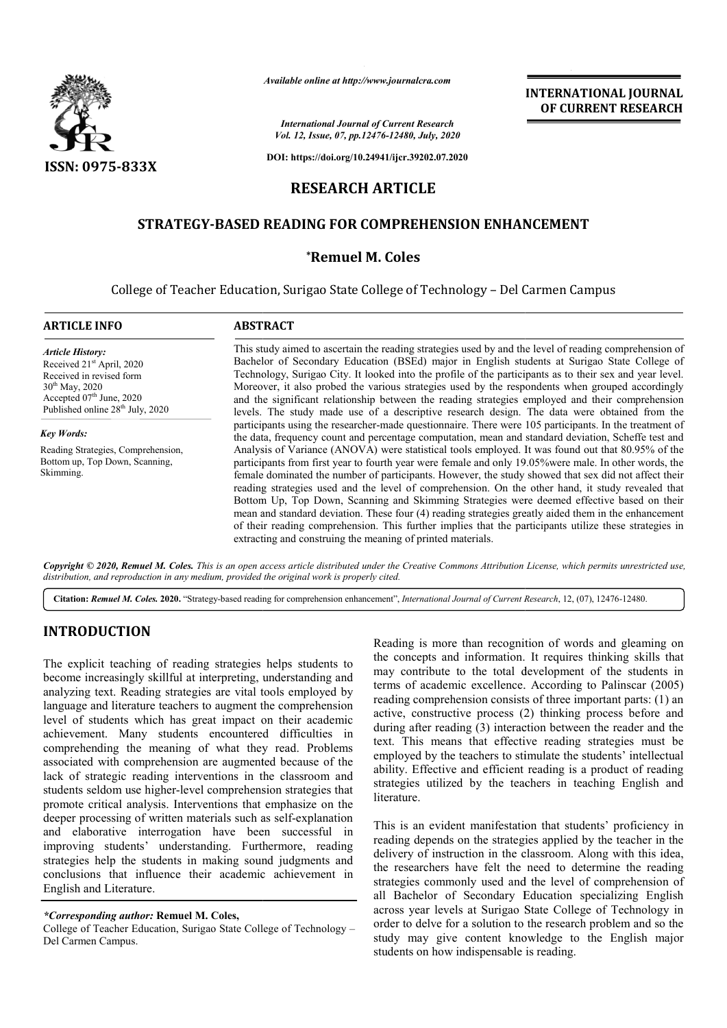Available online at http://www.journalcra.com

International Journal of Current Research
Vol. 12, Issue, 07, pp.12476-12480, July, 2020

DOI: https://doi.org/10.24941/ijcr.39202.07.2020

ISSN: 0975-833X

INTERNATIONAL JOURNAL OF CURRENT RESEARCH

RESEARCH ARTICLE

# STRATEGY-BASED READING FOR COMPREHENSION ENHANCEMENT

**\*Remuel M. Coles**

College of Teacher Education, Surigao State College of Technology – Del Carmen Campus

## ARTICLE INFO

*Article History:*
Received 21st April, 2020
Received in revised form
30th May, 2020
Accepted 07th June, 2020
Published online 28th July, 2020

*Key Words:*
Reading Strategies, Comprehension, Bottom up, Top Down, Scanning, Skimming.

## ABSTRACT

This study aimed to ascertain the reading strategies used by and the level of reading comprehension of Bachelor of Secondary Education (BSEd) major in English students at Surigao State College of Technology, Surigao City. It looked into the profile of the participants as to their sex and year level. Moreover, it also probed the various strategies used by the respondents when grouped accordingly and the significant relationship between the reading strategies employed and their comprehension levels. The study made use of a descriptive research design. The data were obtained from the participants using the researcher-made questionnaire. There were 105 participants. In the treatment of the data, frequency count and percentage computation, mean and standard deviation, Scheffe test and Analysis of Variance (ANOVA) were statistical tools employed. It was found out that 80.95% of the participants from first year to fourth year were female and only 19.05%were male. In other words, the female dominated the number of participants. However, the study showed that sex did not affect their reading strategies used and the level of comprehension. On the other hand, it study revealed that Bottom Up, Top Down, Scanning and Skimming Strategies were deemed effective based on their mean and standard deviation. These four (4) reading strategies greatly aided them in the enhancement of their reading comprehension. This further implies that the participants utilize these strategies in extracting and construing the meaning of printed materials.

*Copyright © 2020, Remuel M. Coles. This is an open access article distributed under the Creative Commons Attribution License, which permits unrestricted use, distribution, and reproduction in any medium, provided the original work is properly cited.*

**Citation:** *Remuel M. Coles.* **2020.** "Strategy-based reading for comprehension enhancement", *International Journal of Current Research*, 12, (07), 12476-12480.

## INTRODUCTION

The explicit teaching of reading strategies helps students to become increasingly skillful at interpreting, understanding and analyzing text. Reading strategies are vital tools employed by language and literature teachers to augment the comprehension level of students which has great impact on their academic achievement. Many students encountered difficulties in comprehending the meaning of what they read. Problems associated with comprehension are augmented because of the lack of strategic reading interventions in the classroom and students seldom use higher-level comprehension strategies that promote critical analysis. Interventions that emphasize on the deeper processing of written materials such as self-explanation and elaborative interrogation have been successful in improving students' understanding. Furthermore, reading strategies help the students in making sound judgments and conclusions that influence their academic achievement in English and Literature.

Reading is more than recognition of words and gleaming on the concepts and information. It requires thinking skills that may contribute to the total development of the students in terms of academic excellence. According to Palinscar (2005) reading comprehension consists of three important parts: (1) an active, constructive process (2) thinking process before and during after reading (3) interaction between the reader and the text. This means that effective reading strategies must be employed by the teachers to stimulate the students' intellectual ability. Effective and efficient reading is a product of reading strategies utilized by the teachers in teaching English and literature.

This is an evident manifestation that students' proficiency in reading depends on the strategies applied by the teacher in the delivery of instruction in the classroom. Along with this idea, the researchers have felt the need to determine the reading strategies commonly used and the level of comprehension of all Bachelor of Secondary Education specializing English across year levels at Surigao State College of Technology in order to delve for a solution to the research problem and so the study may give content knowledge to the English major students on how indispensable is reading.

*\*Corresponding author:* **Remuel M. Coles,**
College of Teacher Education, Surigao State College of Technology – Del Carmen Campus.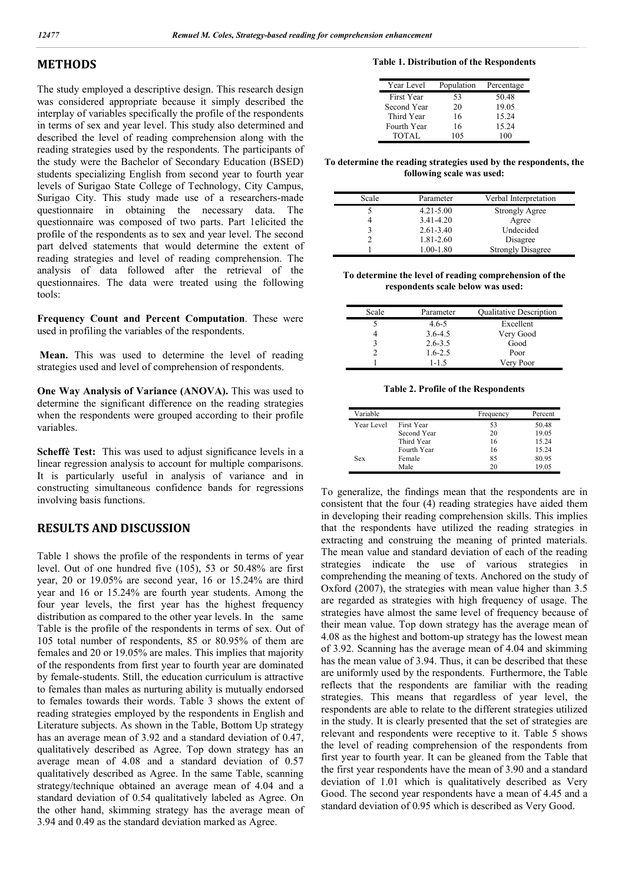## METHODS

The study employed a descriptive design. This research design was considered appropriate because it simply described the interplay of variables specifically the profile of the respondents in terms of sex and year level. This study also determined and described the level of reading comprehension along with the reading strategies used by the respondents. The participants of the study were the Bachelor of Secondary Education (BSED) students specializing English from second year to fourth year levels of Surigao State College of Technology, City Campus, Surigao City. This study made use of a researchers-made questionnaire in obtaining the necessary data. The questionnaire was composed of two parts. Part 1elicited the profile of the respondents as to sex and year level. The second part delved statements that would determine the extent of reading strategies and level of reading comprehension. The analysis of data followed after the retrieval of the questionnaires. The data were treated using the following tools:

**Frequency Count and Percent Computation**. These were used in profiling the variables of the respondents.

**Mean.** This was used to determine the level of reading strategies used and level of comprehension of respondents.

**One Way Analysis of Variance (ANOVA).** This was used to determine the significant difference on the reading strategies when the respondents were grouped according to their profile variables.

**Scheffè Test:** This was used to adjust significance levels in a linear regression analysis to account for multiple comparisons. It is particularly useful in analysis of variance and in constructing simultaneous confidence bands for regressions involving basis functions.

## RESULTS AND DISCUSSION

Table 1 shows the profile of the respondents in terms of year level. Out of one hundred five (105), 53 or 50.48% are first year, 20 or 19.05% are second year, 16 or 15.24% are third year and 16 or 15.24% are fourth year students. Among the four year levels, the first year has the highest frequency distribution as compared to the other year levels. In the same Table is the profile of the respondents in terms of sex. Out of 105 total number of respondents, 85 or 80.95% of them are females and 20 or 19.05% are males. This implies that majority of the respondents from first year to fourth year are dominated by female-students. Still, the education curriculum is attractive to females than males as nurturing ability is mutually endorsed to females towards their words. Table 3 shows the extent of reading strategies employed by the respondents in English and Literature subjects. As shown in the Table, Bottom Up strategy has an average mean of 3.92 and a standard deviation of 0.47, qualitatively described as Agree. Top down strategy has an average mean of 4.08 and a standard deviation of 0.57 qualitatively described as Agree. In the same Table, scanning strategy/technique obtained an average mean of 4.04 and a standard deviation of 0.54 qualitatively labeled as Agree. On the other hand, skimming strategy has the average mean of 3.94 and 0.49 as the standard deviation marked as Agree.

**Table 1. Distribution of the Respondents**

| Year Level | Population | Percentage |
|---|---|---|
| First Year | 53 | 50.48 |
| Second Year | 20 | 19.05 |
| Third Year | 16 | 15.24 |
| Fourth Year | 16 | 15.24 |
| TOTAL | 105 | 100 |

**To determine the reading strategies used by the respondents, the following scale was used:**

| Scale | Parameter | Verbal Interpretation |
|---|---|---|
| 5 | 4.21-5.00 | Strongly Agree |
| 4 | 3.41-4.20 | Agree |
| 3 | 2.61-3.40 | Undecided |
| 2 | 1.81-2.60 | Disagree |
| 1 | 1.00-1.80 | Strongly Disagree |

**To determine the level of reading comprehension of the respondents scale below was used:**

| Scale | Parameter | Qualitative Description |
|---|---|---|
| 5 | 4.6-5 | Excellent |
| 4 | 3.6-4.5 | Very Good |
| 3 | 2.6-3.5 | Good |
| 2 | 1.6-2.5 | Poor |
| 1 | 1-1.5 | Very Poor |

**Table 2. Profile of the Respondents**

| Variable | | Frequency | Percent |
|---|---|---|---|
| Year Level | First Year | 53 | 50.48 |
| | Second Year | 20 | 19.05 |
| | Third Year | 16 | 15.24 |
| | Fourth Year | 16 | 15.24 |
| Sex | Female | 85 | 80.95 |
| | Male | 20 | 19.05 |

To generalize, the findings mean that the respondents are in consistent that the four (4) reading strategies have aided them in developing their reading comprehension skills. This implies that the respondents have utilized the reading strategies in extracting and construing the meaning of printed materials. The mean value and standard deviation of each of the reading strategies indicate the use of various strategies in comprehending the meaning of texts. Anchored on the study of Oxford (2007), the strategies with mean value higher than 3.5 are regarded as strategies with high frequency of usage. The strategies have almost the same level of frequency because of their mean value. Top down strategy has the average mean of 4.08 as the highest and bottom-up strategy has the lowest mean of 3.92. Scanning has the average mean of 4.04 and skimming has the mean value of 3.94. Thus, it can be described that these are uniformly used by the respondents. Furthermore, the Table reflects that the respondents are familiar with the reading strategies. This means that regardless of year level, the respondents are able to relate to the different strategies utilized in the study. It is clearly presented that the set of strategies are relevant and respondents were receptive to it. Table 5 shows the level of reading comprehension of the respondents from first year to fourth year. It can be gleaned from the Table that the first year respondents have the mean of 3.90 and a standard deviation of 1.01 which is qualitatively described as Very Good. The second year respondents have a mean of 4.45 and a standard deviation of 0.95 which is described as Very Good.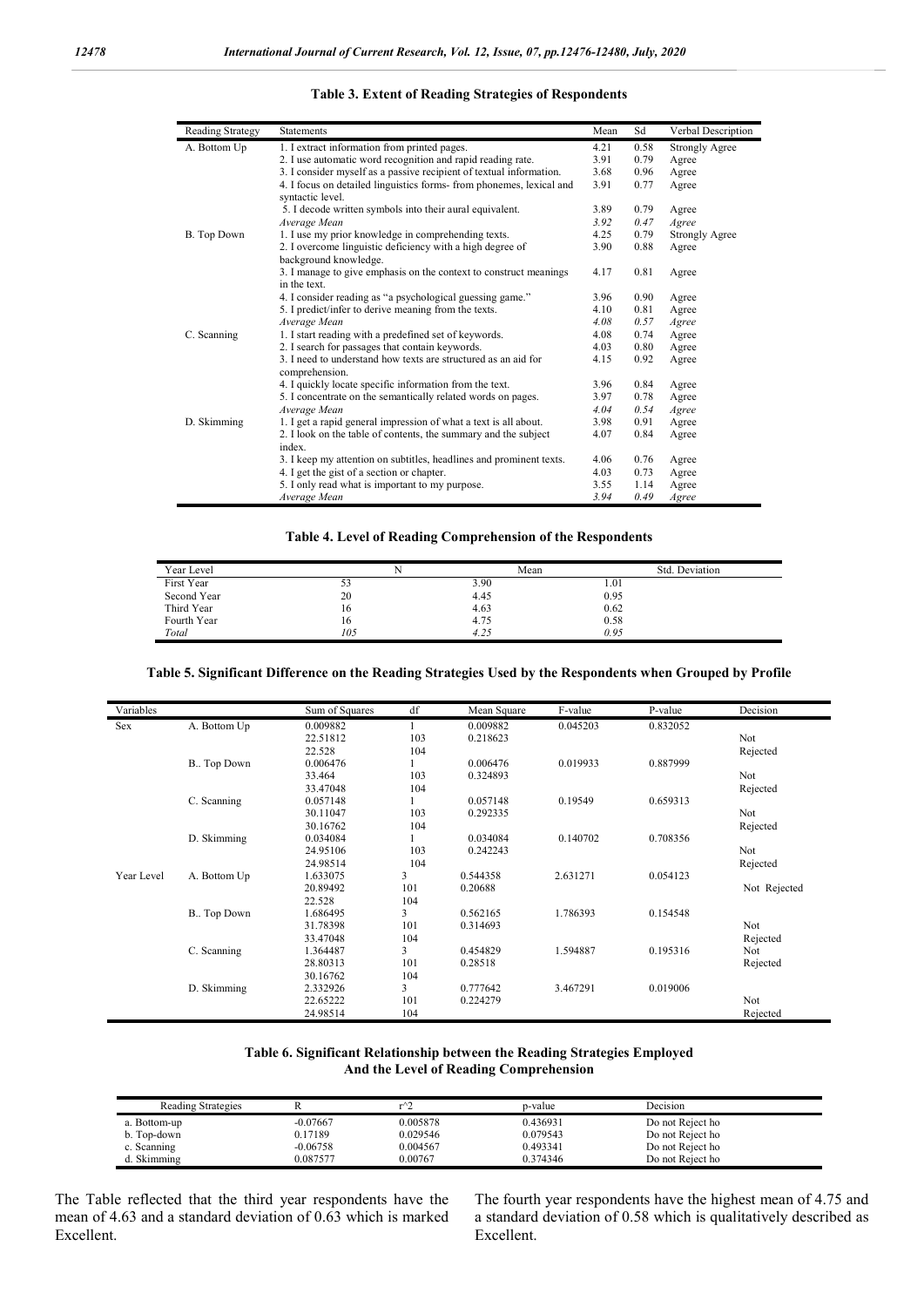**Table 3. Extent of Reading Strategies of Respondents**

| Reading Strategy | Statements | Mean | Sd | Verbal Description |
|---|---|---|---|---|
| A. Bottom Up | 1. I extract information from printed pages. | 4.21 | 0.58 | Strongly Agree |
| | 2. I use automatic word recognition and rapid reading rate. | 3.91 | 0.79 | Agree |
| | 3. I consider myself as a passive recipient of textual information. | 3.68 | 0.96 | Agree |
| | 4. I focus on detailed linguistics forms- from phonemes, lexical and syntactic level. | 3.91 | 0.77 | Agree |
| | 5. I decode written symbols into their aural equivalent. | 3.89 | 0.79 | Agree |
| | *Average Mean* | *3.92* | *0.47* | *Agree* |
| B. Top Down | 1. I use my prior knowledge in comprehending texts. | 4.25 | 0.79 | Strongly Agree |
| | 2. I overcome linguistic deficiency with a high degree of background knowledge. | 3.90 | 0.88 | Agree |
| | 3. I manage to give emphasis on the context to construct meanings in the text. | 4.17 | 0.81 | Agree |
| | 4. I consider reading as "a psychological guessing game." | 3.96 | 0.90 | Agree |
| | 5. I predict/infer to derive meaning from the texts. | 4.10 | 0.81 | Agree |
| | *Average Mean* | *4.08* | *0.57* | *Agree* |
| C. Scanning | 1. I start reading with a predefined set of keywords. | 4.08 | 0.74 | Agree |
| | 2. I search for passages that contain keywords. | 4.03 | 0.80 | Agree |
| | 3. I need to understand how texts are structured as an aid for comprehension. | 4.15 | 0.92 | Agree |
| | 4. I quickly locate specific information from the text. | 3.96 | 0.84 | Agree |
| | 5. I concentrate on the semantically related words on pages. | 3.97 | 0.78 | Agree |
| | *Average Mean* | *4.04* | *0.54* | *Agree* |
| D. Skimming | 1. I get a rapid general impression of what a text is all about. | 3.98 | 0.91 | Agree |
| | 2. I look on the table of contents, the summary and the subject index. | 4.07 | 0.84 | Agree |
| | 3. I keep my attention on subtitles, headlines and prominent texts. | 4.06 | 0.76 | Agree |
| | 4. I get the gist of a section or chapter. | 4.03 | 0.73 | Agree |
| | 5. I only read what is important to my purpose. | 3.55 | 1.14 | Agree |
| | *Average Mean* | *3.94* | *0.49* | *Agree* |

**Table 4. Level of Reading Comprehension of the Respondents**

| Year Level | N | Mean | Std. Deviation |
|---|---|---|---|
| First Year | 53 | 3.90 | 1.01 |
| Second Year | 20 | 4.45 | 0.95 |
| Third Year | 16 | 4.63 | 0.62 |
| Fourth Year | 16 | 4.75 | 0.58 |
| *Total* | *105* | *4.25* | *0.95* |

**Table 5. Significant Difference on the Reading Strategies Used by the Respondents when Grouped by Profile**

| Variables | | Sum of Squares | df | Mean Square | F-value | P-value | Decision |
|---|---|---|---|---|---|---|---|
| Sex | A. Bottom Up | 0.009882 | 1 | 0.009882 | 0.045203 | 0.832052 | |
| | | 22.51812 | 103 | 0.218623 | | | Not |
| | | 22.528 | 104 | | | | Rejected |
| | B.. Top Down | 0.006476 | 1 | 0.006476 | 0.019933 | 0.887999 | |
| | | 33.464 | 103 | 0.324893 | | | Not |
| | | 33.47048 | 104 | | | | Rejected |
| | C. Scanning | 0.057148 | 1 | 0.057148 | 0.19549 | 0.659313 | |
| | | 30.11047 | 103 | 0.292335 | | | Not |
| | | 30.16762 | 104 | | | | Rejected |
| | D. Skimming | 0.034084 | 1 | 0.034084 | 0.140702 | 0.708356 | |
| | | 24.95106 | 103 | 0.242243 | | | Not |
| | | 24.98514 | 104 | | | | Rejected |
| Year Level | A. Bottom Up | 1.633075 | 3 | 0.544358 | 2.631271 | 0.054123 | |
| | | 20.89492 | 101 | 0.20688 | | | Not Rejected |
| | | 22.528 | 104 | | | | |
| | B.. Top Down | 1.686495 | 3 | 0.562165 | 1.786393 | 0.154548 | |
| | | 31.78398 | 101 | 0.314693 | | | Not |
| | | 33.47048 | 104 | | | | Rejected |
| | C. Scanning | 1.364487 | 3 | 0.454829 | 1.594887 | 0.195316 | Not |
| | | 28.80313 | 101 | 0.28518 | | | Rejected |
| | | 30.16762 | 104 | | | | |
| | D. Skimming | 2.332926 | 3 | 0.777642 | 3.467291 | 0.019006 | |
| | | 22.65222 | 101 | 0.224279 | | | Not |
| | | 24.98514 | 104 | | | | Rejected |

**Table 6. Significant Relationship between the Reading Strategies Employed And the Level of Reading Comprehension**

| Reading Strategies | R | $r^2$ | p-value | Decision |
|---|---|---|---|---|
| a. Bottom-up | -0.07667 | 0.005878 | 0.436931 | Do not Reject ho |
| b. Top-down | 0.17189 | 0.029546 | 0.079543 | Do not Reject ho |
| c. Scanning | -0.06758 | 0.004567 | 0.493341 | Do not Reject ho |
| d. Skimming | 0.087577 | 0.00767 | 0.374346 | Do not Reject ho |

The Table reflected that the third year respondents have the mean of 4.63 and a standard deviation of 0.63 which is marked Excellent. The fourth year respondents have the highest mean of 4.75 and a standard deviation of 0.58 which is qualitatively described as Excellent.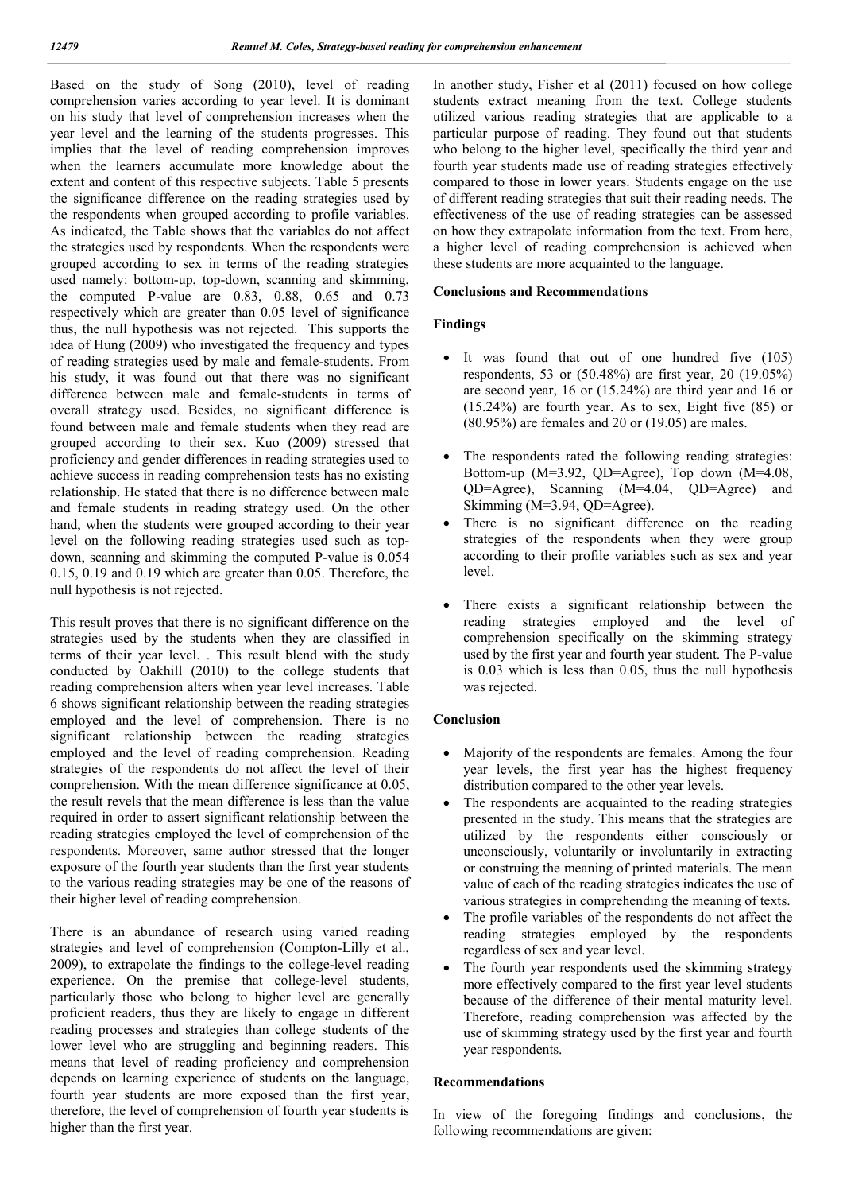Based on the study of Song (2010), level of reading comprehension varies according to year level. It is dominant on his study that level of comprehension increases when the year level and the learning of the students progresses. This implies that the level of reading comprehension improves when the learners accumulate more knowledge about the extent and content of this respective subjects. Table 5 presents the significance difference on the reading strategies used by the respondents when grouped according to profile variables. As indicated, the Table shows that the variables do not affect the strategies used by respondents. When the respondents were grouped according to sex in terms of the reading strategies used namely: bottom-up, top-down, scanning and skimming, the computed P-value are 0.83, 0.88, 0.65 and 0.73 respectively which are greater than 0.05 level of significance thus, the null hypothesis was not rejected. This supports the idea of Hung (2009) who investigated the frequency and types of reading strategies used by male and female-students. From his study, it was found out that there was no significant difference between male and female-students in terms of overall strategy used. Besides, no significant difference is found between male and female students when they read are grouped according to their sex. Kuo (2009) stressed that proficiency and gender differences in reading strategies used to achieve success in reading comprehension tests has no existing relationship. He stated that there is no difference between male and female students in reading strategy used. On the other hand, when the students were grouped according to their year level on the following reading strategies used such as top-down, scanning and skimming the computed P-value is 0.054 0.15, 0.19 and 0.19 which are greater than 0.05. Therefore, the null hypothesis is not rejected.

This result proves that there is no significant difference on the strategies used by the students when they are classified in terms of their year level. . This result blend with the study conducted by Oakhill (2010) to the college students that reading comprehension alters when year level increases. Table 6 shows significant relationship between the reading strategies employed and the level of comprehension. There is no significant relationship between the reading strategies employed and the level of reading comprehension. Reading strategies of the respondents do not affect the level of their comprehension. With the mean difference significance at 0.05, the result revels that the mean difference is less than the value required in order to assert significant relationship between the reading strategies employed the level of comprehension of the respondents. Moreover, same author stressed that the longer exposure of the fourth year students than the first year students to the various reading strategies may be one of the reasons of their higher level of reading comprehension.

There is an abundance of research using varied reading strategies and level of comprehension (Compton-Lilly et al., 2009), to extrapolate the findings to the college-level reading experience. On the premise that college-level students, particularly those who belong to higher level are generally proficient readers, thus they are likely to engage in different reading processes and strategies than college students of the lower level who are struggling and beginning readers. This means that level of reading proficiency and comprehension depends on learning experience of students on the language, fourth year students are more exposed than the first year, therefore, the level of comprehension of fourth year students is higher than the first year.

In another study, Fisher et al (2011) focused on how college students extract meaning from the text. College students utilized various reading strategies that are applicable to a particular purpose of reading. They found out that students who belong to the higher level, specifically the third year and fourth year students made use of reading strategies effectively compared to those in lower years. Students engage on the use of different reading strategies that suit their reading needs. The effectiveness of the use of reading strategies can be assessed on how they extrapolate information from the text. From here, a higher level of reading comprehension is achieved when these students are more acquainted to the language.

## Conclusions and Recommendations

### Findings

- It was found that out of one hundred five (105) respondents, 53 or (50.48%) are first year, 20 (19.05%) are second year, 16 or (15.24%) are third year and 16 or (15.24%) are fourth year. As to sex, Eight five (85) or (80.95%) are females and 20 or (19.05) are males.
- The respondents rated the following reading strategies: Bottom-up (M=3.92, QD=Agree), Top down (M=4.08, QD=Agree), Scanning (M=4.04, QD=Agree) and Skimming (M=3.94, QD=Agree).
- There is no significant difference on the reading strategies of the respondents when they were group according to their profile variables such as sex and year level.
- There exists a significant relationship between the reading strategies employed and the level of comprehension specifically on the skimming strategy used by the first year and fourth year student. The P-value is 0.03 which is less than 0.05, thus the null hypothesis was rejected.

### Conclusion

- Majority of the respondents are females. Among the four year levels, the first year has the highest frequency distribution compared to the other year levels.
- The respondents are acquainted to the reading strategies presented in the study. This means that the strategies are utilized by the respondents either consciously or unconsciously, voluntarily or involuntarily in extracting or construing the meaning of printed materials. The mean value of each of the reading strategies indicates the use of various strategies in comprehending the meaning of texts.
- The profile variables of the respondents do not affect the reading strategies employed by the respondents regardless of sex and year level.
- The fourth year respondents used the skimming strategy more effectively compared to the first year level students because of the difference of their mental maturity level. Therefore, reading comprehension was affected by the use of skimming strategy used by the first year and fourth year respondents.

### Recommendations

In view of the foregoing findings and conclusions, the following recommendations are given: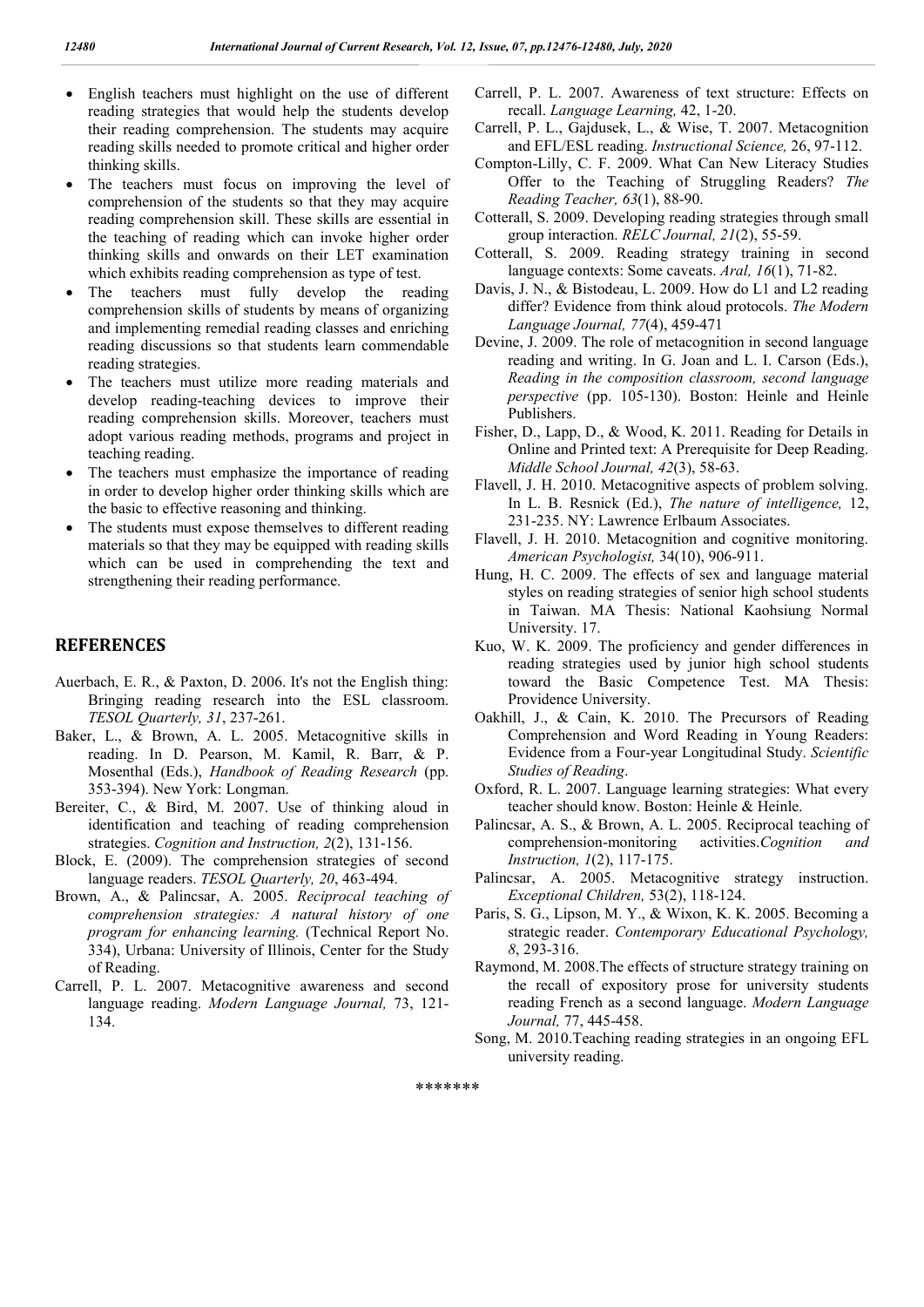- English teachers must highlight on the use of different reading strategies that would help the students develop their reading comprehension. The students may acquire reading skills needed to promote critical and higher order thinking skills.
- The teachers must focus on improving the level of comprehension of the students so that they may acquire reading comprehension skill. These skills are essential in the teaching of reading which can invoke higher order thinking skills and onwards on their LET examination which exhibits reading comprehension as type of test.
- The teachers must fully develop the reading comprehension skills of students by means of organizing and implementing remedial reading classes and enriching reading discussions so that students learn commendable reading strategies.
- The teachers must utilize more reading materials and develop reading-teaching devices to improve their reading comprehension skills. Moreover, teachers must adopt various reading methods, programs and project in teaching reading.
- The teachers must emphasize the importance of reading in order to develop higher order thinking skills which are the basic to effective reasoning and thinking.
- The students must expose themselves to different reading materials so that they may be equipped with reading skills which can be used in comprehending the text and strengthening their reading performance.

## REFERENCES

Auerbach, E. R., & Paxton, D. 2006. It's not the English thing: Bringing reading research into the ESL classroom. *TESOL Quarterly, 31*, 237-261.

Baker, L., & Brown, A. L. 2005. Metacognitive skills in reading. In D. Pearson, M. Kamil, R. Barr, & P. Mosenthal (Eds.), *Handbook of Reading Research* (pp. 353-394). New York: Longman.

Bereiter, C., & Bird, M. 2007. Use of thinking aloud in identification and teaching of reading comprehension strategies. *Cognition and Instruction, 2*(2), 131-156.

Block, E. (2009). The comprehension strategies of second language readers. *TESOL Quarterly, 20*, 463-494.

Brown, A., & Palincsar, A. 2005. *Reciprocal teaching of comprehension strategies: A natural history of one program for enhancing learning.* (Technical Report No. 334), Urbana: University of Illinois, Center for the Study of Reading.

Carrell, P. L. 2007. Metacognitive awareness and second language reading. *Modern Language Journal,* 73, 121-134.

Carrell, P. L. 2007. Awareness of text structure: Effects on recall. *Language Learning,* 42, 1-20.

Carrell, P. L., Gajdusek, L., & Wise, T. 2007. Metacognition and EFL/ESL reading. *Instructional Science,* 26, 97-112.

Compton-Lilly, C. F. 2009. What Can New Literacy Studies Offer to the Teaching of Struggling Readers? *The Reading Teacher, 63*(1), 88-90.

Cotterall, S. 2009. Developing reading strategies through small group interaction. *RELC Journal, 21*(2), 55-59.

Cotterall, S. 2009. Reading strategy training in second language contexts: Some caveats. *Aral, 16*(1), 71-82.

Davis, J. N., & Bistodeau, L. 2009. How do L1 and L2 reading differ? Evidence from think aloud protocols. *The Modern Language Journal, 77*(4), 459-471

Devine, J. 2009. The role of metacognition in second language reading and writing. In G. Joan and L. I. Carson (Eds.), *Reading in the composition classroom, second language perspective* (pp. 105-130). Boston: Heinle and Heinle Publishers.

Fisher, D., Lapp, D., & Wood, K. 2011. Reading for Details in Online and Printed text: A Prerequisite for Deep Reading. *Middle School Journal, 42*(3), 58-63.

Flavell, J. H. 2010. Metacognitive aspects of problem solving. In L. B. Resnick (Ed.), *The nature of intelligence,* 12, 231-235. NY: Lawrence Erlbaum Associates.

Flavell, J. H. 2010. Metacognition and cognitive monitoring. *American Psychologist,* 34(10), 906-911.

Hung, H. C. 2009. The effects of sex and language material styles on reading strategies of senior high school students in Taiwan. MA Thesis: National Kaohsiung Normal University. 17.

Kuo, W. K. 2009. The proficiency and gender differences in reading strategies used by junior high school students toward the Basic Competence Test. MA Thesis: Providence University.

Oakhill, J., & Cain, K. 2010. The Precursors of Reading Comprehension and Word Reading in Young Readers: Evidence from a Four-year Longitudinal Study. *Scientific Studies of Reading*.

Oxford, R. L. 2007. Language learning strategies: What every teacher should know. Boston: Heinle & Heinle.

Palincsar, A. S., & Brown, A. L. 2005. Reciprocal teaching of comprehension-monitoring activities.*Cognition and Instruction, 1*(2), 117-175.

Palincsar, A. 2005. Metacognitive strategy instruction. *Exceptional Children,* 53(2), 118-124.

Paris, S. G., Lipson, M. Y., & Wixon, K. K. 2005. Becoming a strategic reader. *Contemporary Educational Psychology, 8*, 293-316.

Raymond, M. 2008.The effects of structure strategy training on the recall of expository prose for university students reading French as a second language. *Modern Language Journal,* 77, 445-458.

Song, M. 2010.Teaching reading strategies in an ongoing EFL university reading.

\*\*\*\*\*\*\*